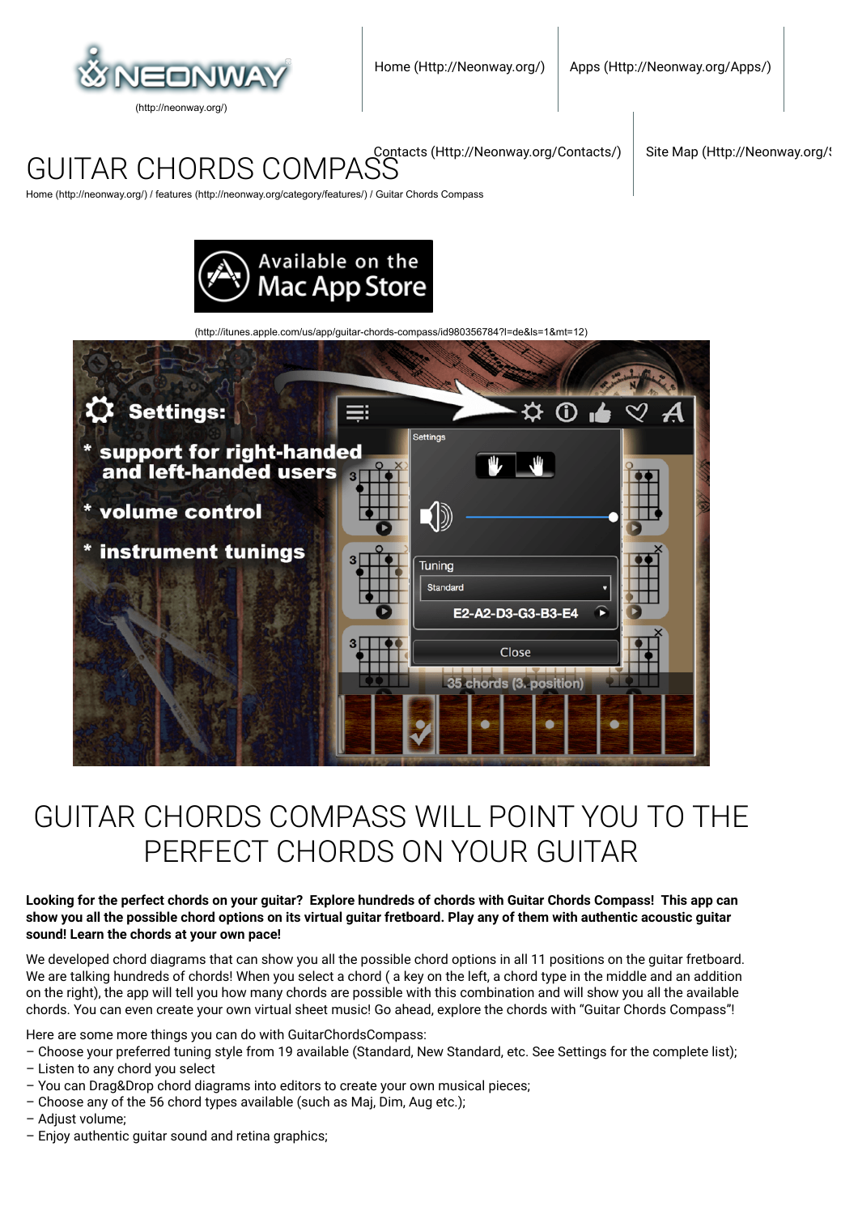(http://neonway.org/)

Home (Http://Neonway.org/) | Apps (Http://Neonway.org/Apps/) | Contacts (Http://Neonway.org/Contacts/) | Site Map (Http://Neonway.org/S

# GUITAR CHORDS COMPASS

Home (http://neonway.org/) / features (http://neonway.org/category/features/) / Guitar Chords Compass

(http://itunes.apple.com/us/app/guitar-chords-compass/id980356784?l=de&ls=1&mt=12)

## GUITAR CHORDS COMPASS WILL POINT YOU TO THE PERFECT CHORDS ON YOUR GUITAR

**Looking for the perfect chords on your guitar? Explore hundreds of chords with Guitar Chords Compass! This app can show you all the possible chord options on its virtual guitar fretboard. Play any of them with authentic acoustic guitar sound! Learn the chords at your own pace!**

We developed chord diagrams that can show you all the possible chord options in all 11 positions on the guitar fretboard. We are talking hundreds of chords! When you select a chord ( a key on the left, a chord type in the middle and an addition on the right), the app will tell you how many chords are possible with this combination and will show you all the available chords. You can even create your own virtual sheet music! Go ahead, explore the chords with "Guitar Chords Compass"!

Here are some more things you can do with GuitarChordsCompass:
– Choose your preferred tuning style from 19 available (Standard, New Standard, etc. See Settings for the complete list);
– Listen to any chord you select
– You can Drag&Drop chord diagrams into editors to create your own musical pieces;
– Choose any of the 56 chord types available (such as Maj, Dim, Aug etc.);
– Adjust volume;
– Enjoy authentic guitar sound and retina graphics;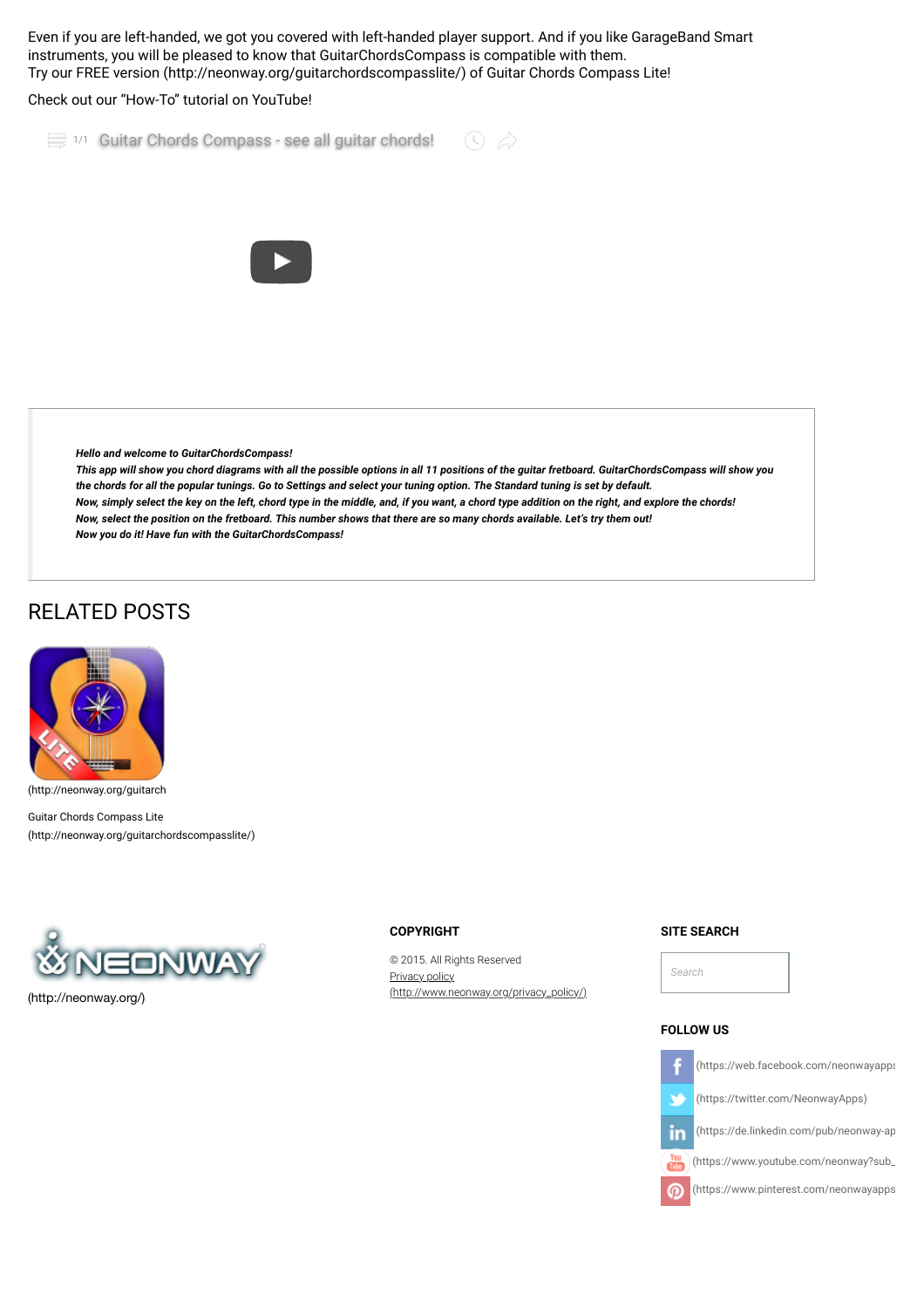Even if you are left-handed, we got you covered with left-handed player support. And if you like GarageBand Smart instruments, you will be pleased to know that GuitarChordsCompass is compatible with them.
Try our FREE version (http://neonway.org/guitarchordscompasslite/) of Guitar Chords Compass Lite!

Check out our "How-To" tutorial on YouTube!

1/1 Guitar Chords Compass - see all guitar chords!

***Hello and welcome to GuitarChordsCompass!***
***This app will show you chord diagrams with all the possible options in all 11 positions of the guitar fretboard. GuitarChordsCompass will show you the chords for all the popular tunings. Go to Settings and select your tuning option. The Standard tuning is set by default.***
***Now, simply select the key on the left, chord type in the middle, and, if you want, a chord type addition on the right, and explore the chords!***
***Now, select the position on the fretboard. This number shows that there are so many chords available. Let's try them out!***
***Now you do it! Have fun with the GuitarChordsCompass!***

## RELATED POSTS

(http://neonway.org/guitarch

Guitar Chords Compass Lite
(http://neonway.org/guitarchordscompasslite/)

(http://neonway.org/)

**COPYRIGHT**

© 2015. All Rights Reserved
Privacy policy
(http://www.neonway.org/privacy_policy/)

**SITE SEARCH**

Search

**FOLLOW US**

(https://web.facebook.com/neonwayapps

(https://twitter.com/NeonwayApps)

(https://de.linkedin.com/pub/neonway-ap

(https://www.youtube.com/neonway?sub_

(https://www.pinterest.com/neonwayapps